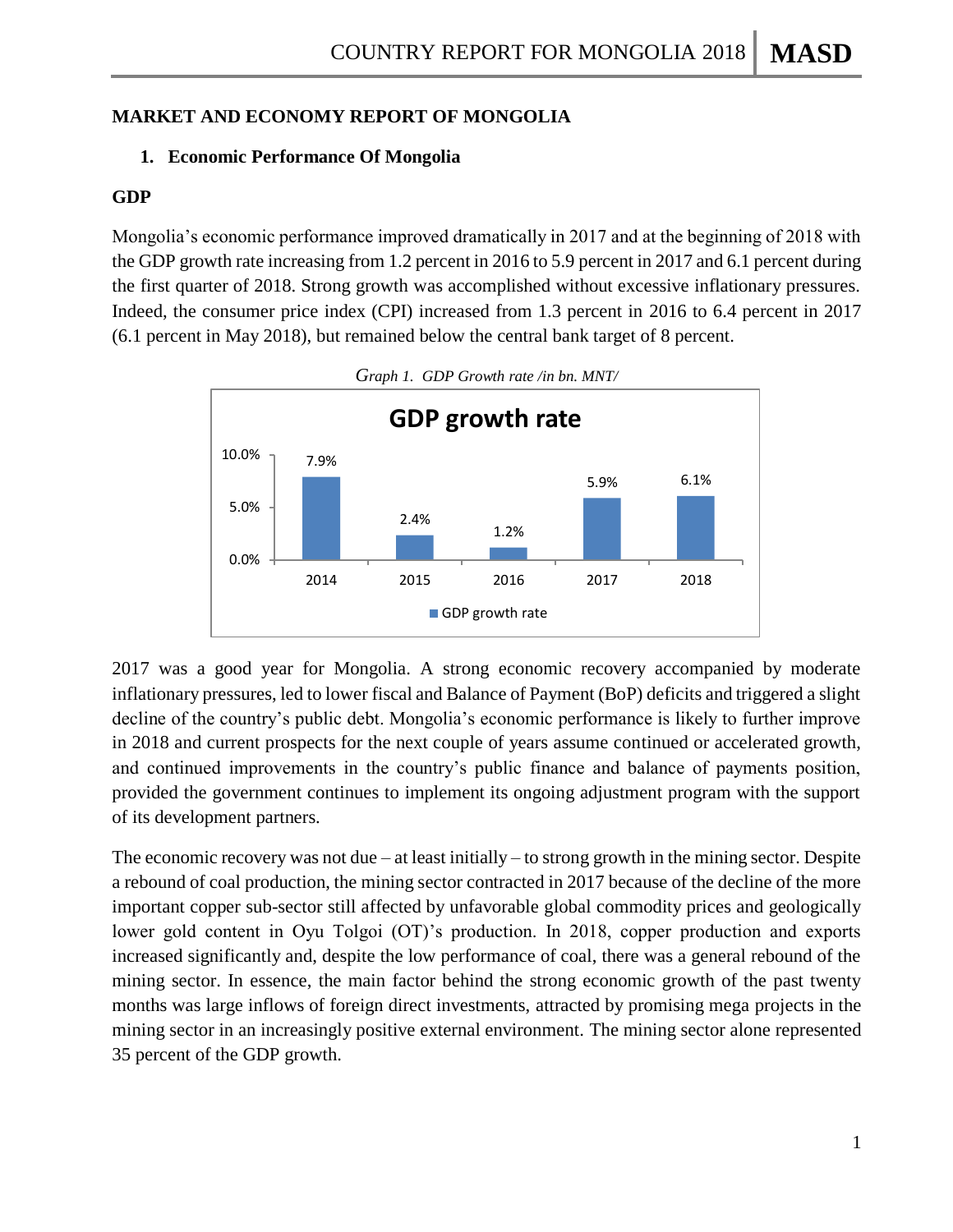# MARKET AND ECONOMY REPORT OF MONGOLIA

## 1. Economic Performance Of Mongolia

### GDP

Mongolia's economic performance improved dramatically in 2017 and at the beginning of 2018 with the GDP growth rate increasing from 1.2 percent in 2016 to 5.9 percent in 2017 and 6.1 percent during the first quarter of 2018. Strong growth was accomplished without excessive inflationary pressures. Indeed, the consumer price index (CPI) increased from 1.3 percent in 2016 to 6.4 percent in 2017 (6.1 percent in May 2018), but remained below the central bank target of 8 percent.

*Graph 1. GDP Growth rate /in bn. MNT/*

| Year | GDP growth rate |
|---|---|
| 2014 | 7.9% |
| 2015 | 2.4% |
| 2016 | 1.2% |
| 2017 | 5.9% |
| 2018 | 6.1% |

2017 was a good year for Mongolia. A strong economic recovery accompanied by moderate inflationary pressures, led to lower fiscal and Balance of Payment (BoP) deficits and triggered a slight decline of the country's public debt. Mongolia's economic performance is likely to further improve in 2018 and current prospects for the next couple of years assume continued or accelerated growth, and continued improvements in the country's public finance and balance of payments position, provided the government continues to implement its ongoing adjustment program with the support of its development partners.

The economic recovery was not due – at least initially – to strong growth in the mining sector. Despite a rebound of coal production, the mining sector contracted in 2017 because of the decline of the more important copper sub-sector still affected by unfavorable global commodity prices and geologically lower gold content in Oyu Tolgoi (OT)'s production. In 2018, copper production and exports increased significantly and, despite the low performance of coal, there was a general rebound of the mining sector. In essence, the main factor behind the strong economic growth of the past twenty months was large inflows of foreign direct investments, attracted by promising mega projects in the mining sector in an increasingly positive external environment. The mining sector alone represented 35 percent of the GDP growth.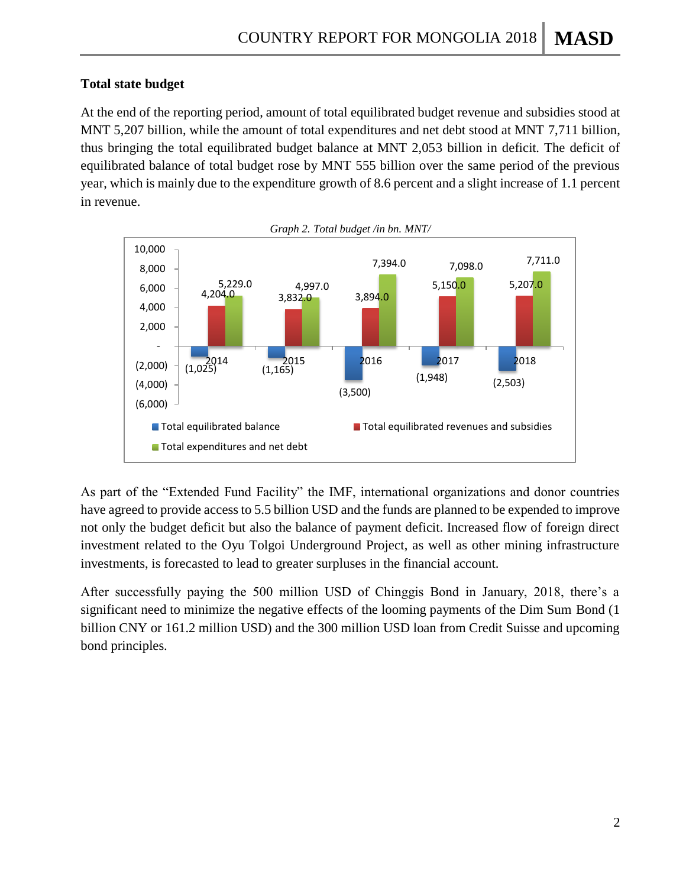### Total state budget

At the end of the reporting period, amount of total equilibrated budget revenue and subsidies stood at MNT 5,207 billion, while the amount of total expenditures and net debt stood at MNT 7,711 billion, thus bringing the total equilibrated budget balance at MNT 2,053 billion in deficit. The deficit of equilibrated balance of total budget rose by MNT 555 billion over the same period of the previous year, which is mainly due to the expenditure growth of 8.6 percent and a slight increase of 1.1 percent in revenue.

*Graph 2. Total budget /in bn. MNT/*

| | 2014 | 2015 | 2016 | 2017 | 2018 |
|---|---|---|---|---|---|
| Total equilibrated balance | (1,025) | (1,165) | (3,500) | (1,948) | (2,503) |
| Total equilibrated revenues and subsidies | 4,204.0 | 3,832.0 | 3,894.0 | 5,150.0 | 5,207.0 |
| Total expenditures and net debt | 5,229.0 | 4,997.0 | 7,394.0 | 7,098.0 | 7,711.0 |

As part of the "Extended Fund Facility" the IMF, international organizations and donor countries have agreed to provide access to 5.5 billion USD and the funds are planned to be expended to improve not only the budget deficit but also the balance of payment deficit. Increased flow of foreign direct investment related to the Oyu Tolgoi Underground Project, as well as other mining infrastructure investments, is forecasted to lead to greater surpluses in the financial account.

After successfully paying the 500 million USD of Chinggis Bond in January, 2018, there's a significant need to minimize the negative effects of the looming payments of the Dim Sum Bond (1 billion CNY or 161.2 million USD) and the 300 million USD loan from Credit Suisse and upcoming bond principles.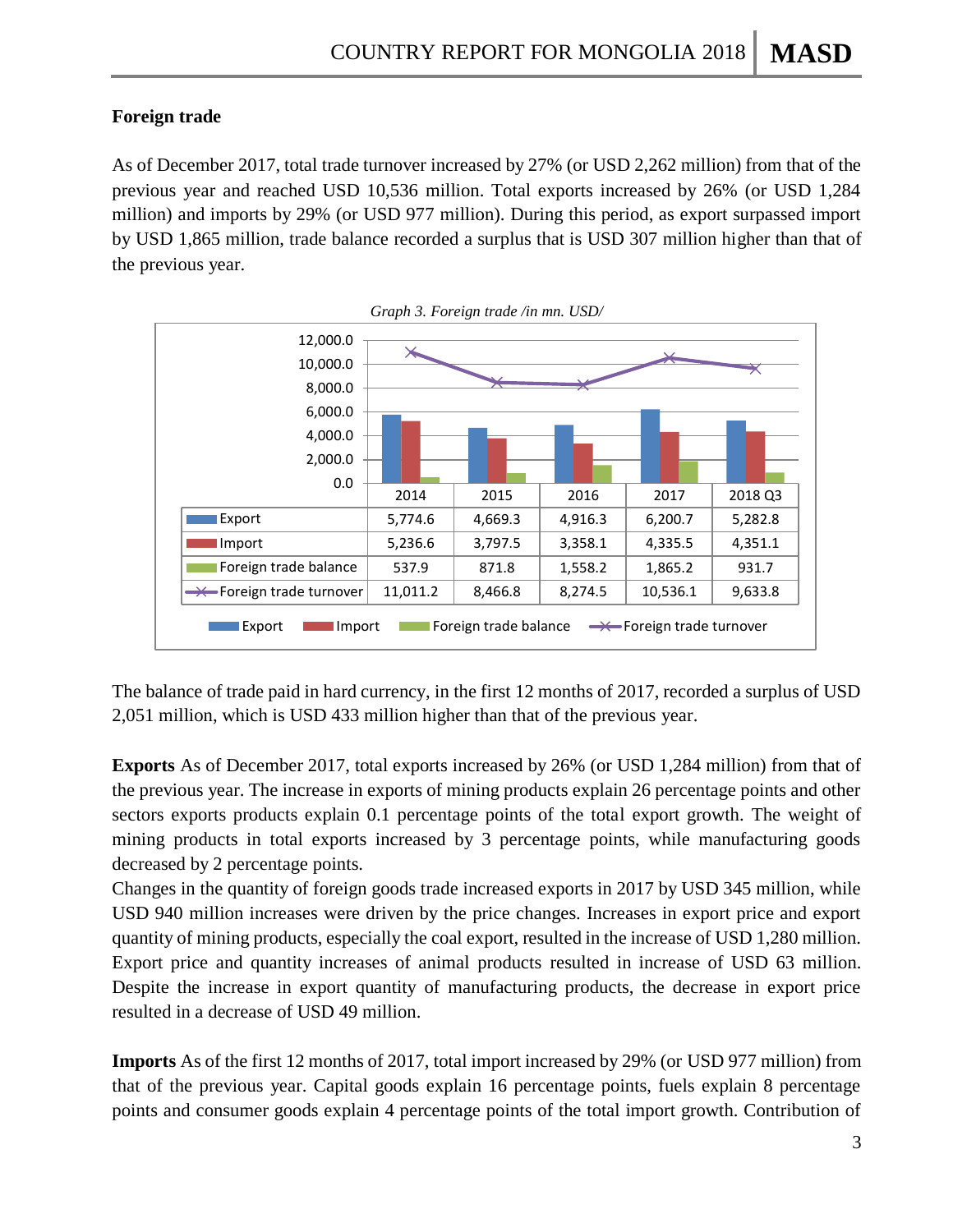**Foreign trade**

As of December 2017, total trade turnover increased by 27% (or USD 2,262 million) from that of the previous year and reached USD 10,536 million. Total exports increased by 26% (or USD 1,284 million) and imports by 29% (or USD 977 million). During this period, as export surpassed import by USD 1,865 million, trade balance recorded a surplus that is USD 307 million higher than that of the previous year.

*Graph 3. Foreign trade /in mn. USD/*

| | 2014 | 2015 | 2016 | 2017 | 2018 Q3 |
|---|---|---|---|---|---|
| Export | 5,774.6 | 4,669.3 | 4,916.3 | 6,200.7 | 5,282.8 |
| Import | 5,236.6 | 3,797.5 | 3,358.1 | 4,335.5 | 4,351.1 |
| Foreign trade balance | 537.9 | 871.8 | 1,558.2 | 1,865.2 | 931.7 |
| Foreign trade turnover | 11,011.2 | 8,466.8 | 8,274.5 | 10,536.1 | 9,633.8 |

The balance of trade paid in hard currency, in the first 12 months of 2017, recorded a surplus of USD 2,051 million, which is USD 433 million higher than that of the previous year.

**Exports** As of December 2017, total exports increased by 26% (or USD 1,284 million) from that of the previous year. The increase in exports of mining products explain 26 percentage points and other sectors exports products explain 0.1 percentage points of the total export growth. The weight of mining products in total exports increased by 3 percentage points, while manufacturing goods decreased by 2 percentage points.
Changes in the quantity of foreign goods trade increased exports in 2017 by USD 345 million, while USD 940 million increases were driven by the price changes. Increases in export price and export quantity of mining products, especially the coal export, resulted in the increase of USD 1,280 million. Export price and quantity increases of animal products resulted in increase of USD 63 million. Despite the increase in export quantity of manufacturing products, the decrease in export price resulted in a decrease of USD 49 million.

**Imports** As of the first 12 months of 2017, total import increased by 29% (or USD 977 million) from that of the previous year. Capital goods explain 16 percentage points, fuels explain 8 percentage points and consumer goods explain 4 percentage points of the total import growth. Contribution of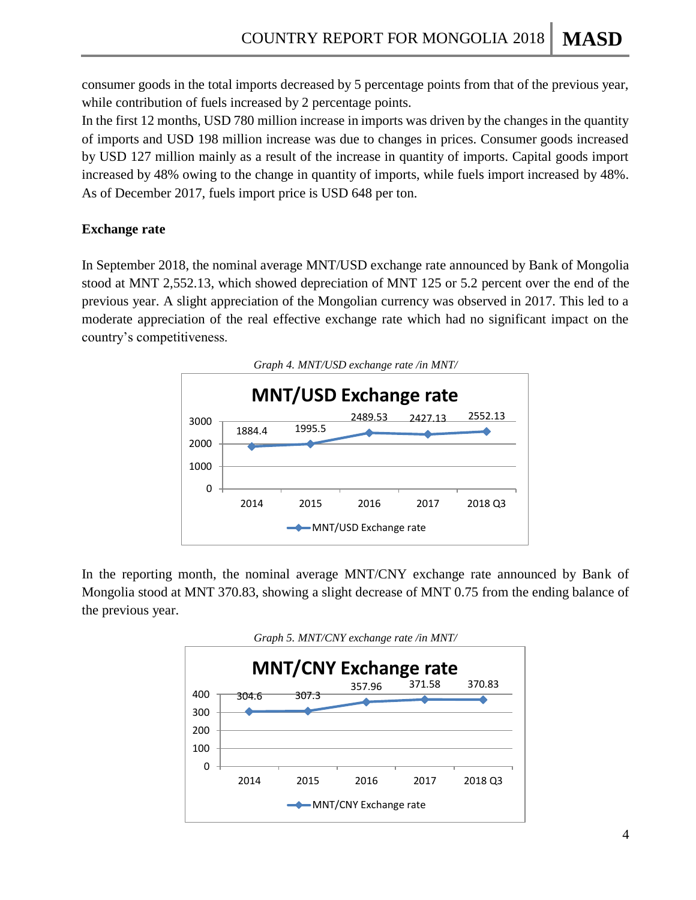consumer goods in the total imports decreased by 5 percentage points from that of the previous year, while contribution of fuels increased by 2 percentage points.

In the first 12 months, USD 780 million increase in imports was driven by the changes in the quantity of imports and USD 198 million increase was due to changes in prices. Consumer goods increased by USD 127 million mainly as a result of the increase in quantity of imports. Capital goods import increased by 48% owing to the change in quantity of imports, while fuels import increased by 48%. As of December 2017, fuels import price is USD 648 per ton.

**Exchange rate**

In September 2018, the nominal average MNT/USD exchange rate announced by Bank of Mongolia stood at MNT 2,552.13, which showed depreciation of MNT 125 or 5.2 percent over the end of the previous year. A slight appreciation of the Mongolian currency was observed in 2017. This led to a moderate appreciation of the real effective exchange rate which had no significant impact on the country's competitiveness.

*Graph 4. MNT/USD exchange rate /in MNT/*

**MNT/USD Exchange rate**

| Year | MNT/USD Exchange rate |
|---|---|
| 2014 | 1884.4 |
| 2015 | 1995.5 |
| 2016 | 2489.53 |
| 2017 | 2427.13 |
| 2018 Q3 | 2552.13 |

In the reporting month, the nominal average MNT/CNY exchange rate announced by Bank of Mongolia stood at MNT 370.83, showing a slight decrease of MNT 0.75 from the ending balance of the previous year.

*Graph 5. MNT/CNY exchange rate /in MNT/*

**MNT/CNY Exchange rate**

| Year | MNT/CNY Exchange rate |
|---|---|
| 2014 | 304.6 |
| 2015 | 307.3 |
| 2016 | 357.96 |
| 2017 | 371.58 |
| 2018 Q3 | 370.83 |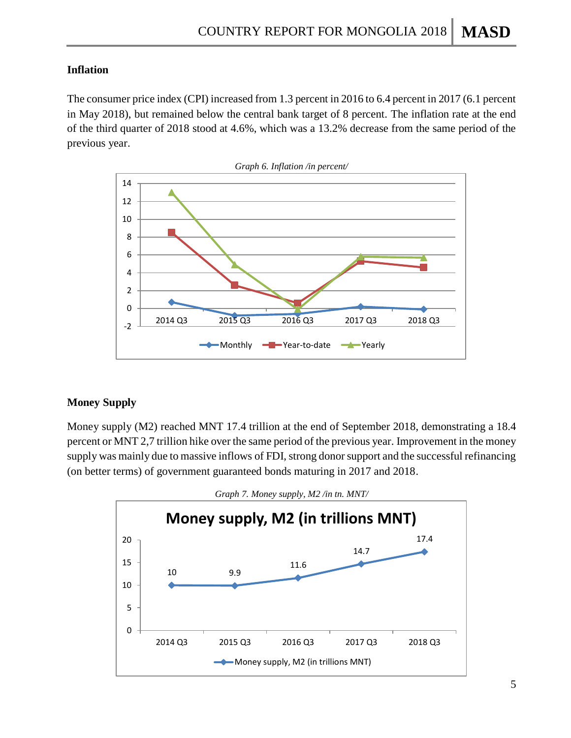### Inflation

The consumer price index (CPI) increased from 1.3 percent in 2016 to 6.4 percent in 2017 (6.1 percent in May 2018), but remained below the central bank target of 8 percent. The inflation rate at the end of the third quarter of 2018 stood at 4.6%, which was a 13.2% decrease from the same period of the previous year.

*Graph 6. Inflation /in percent/*

### Money Supply

Money supply (M2) reached MNT 17.4 trillion at the end of September 2018, demonstrating a 18.4 percent or MNT 2,7 trillion hike over the same period of the previous year. Improvement in the money supply was mainly due to massive inflows of FDI, strong donor support and the successful refinancing (on better terms) of government guaranteed bonds maturing in 2017 and 2018.

*Graph 7. Money supply, M2 /in tn. MNT/*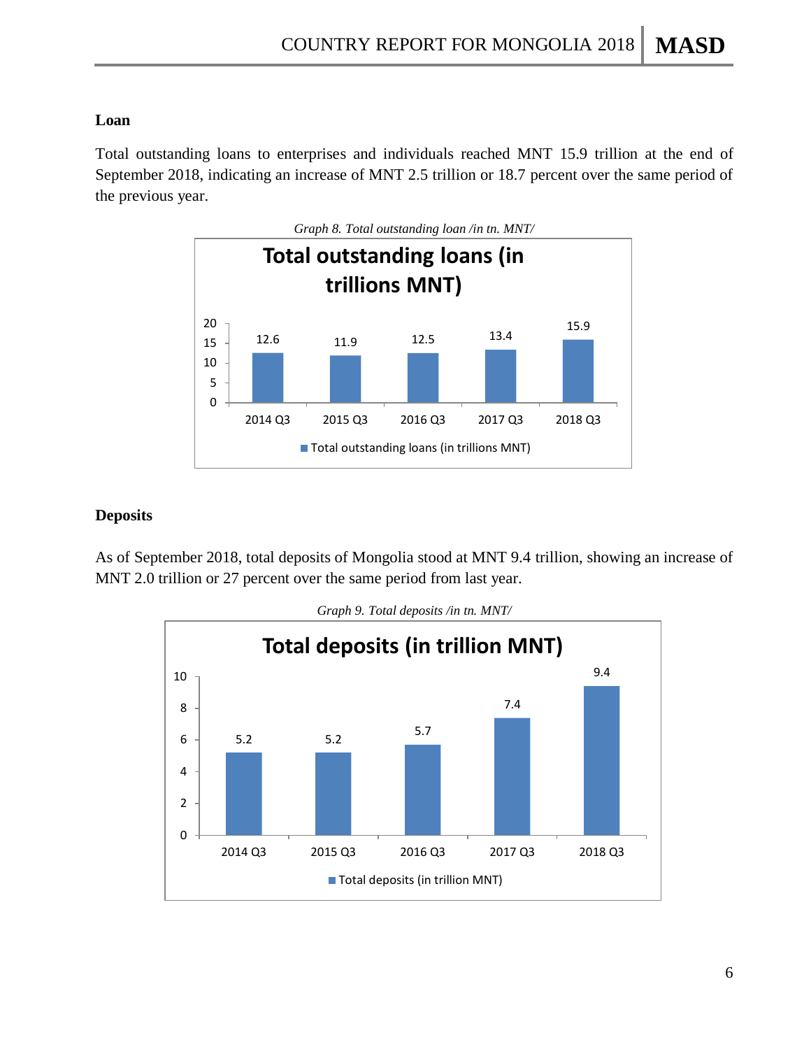### Loan

Total outstanding loans to enterprises and individuals reached MNT 15.9 trillion at the end of September 2018, indicating an increase of MNT 2.5 trillion or 18.7 percent over the same period of the previous year.

*Graph 8. Total outstanding loan /in tn. MNT/*

| | 2014 Q3 | 2015 Q3 | 2016 Q3 | 2017 Q3 | 2018 Q3 |
|---|---|---|---|---|---|
| Total outstanding loans (in trillions MNT) | 12.6 | 11.9 | 12.5 | 13.4 | 15.9 |

### Deposits

As of September 2018, total deposits of Mongolia stood at MNT 9.4 trillion, showing an increase of MNT 2.0 trillion or 27 percent over the same period from last year.

*Graph 9. Total deposits /in tn. MNT/*

| | 2014 Q3 | 2015 Q3 | 2016 Q3 | 2017 Q3 | 2018 Q3 |
|---|---|---|---|---|---|
| Total deposits (in trillion MNT) | 5.2 | 5.2 | 5.7 | 7.4 | 9.4 |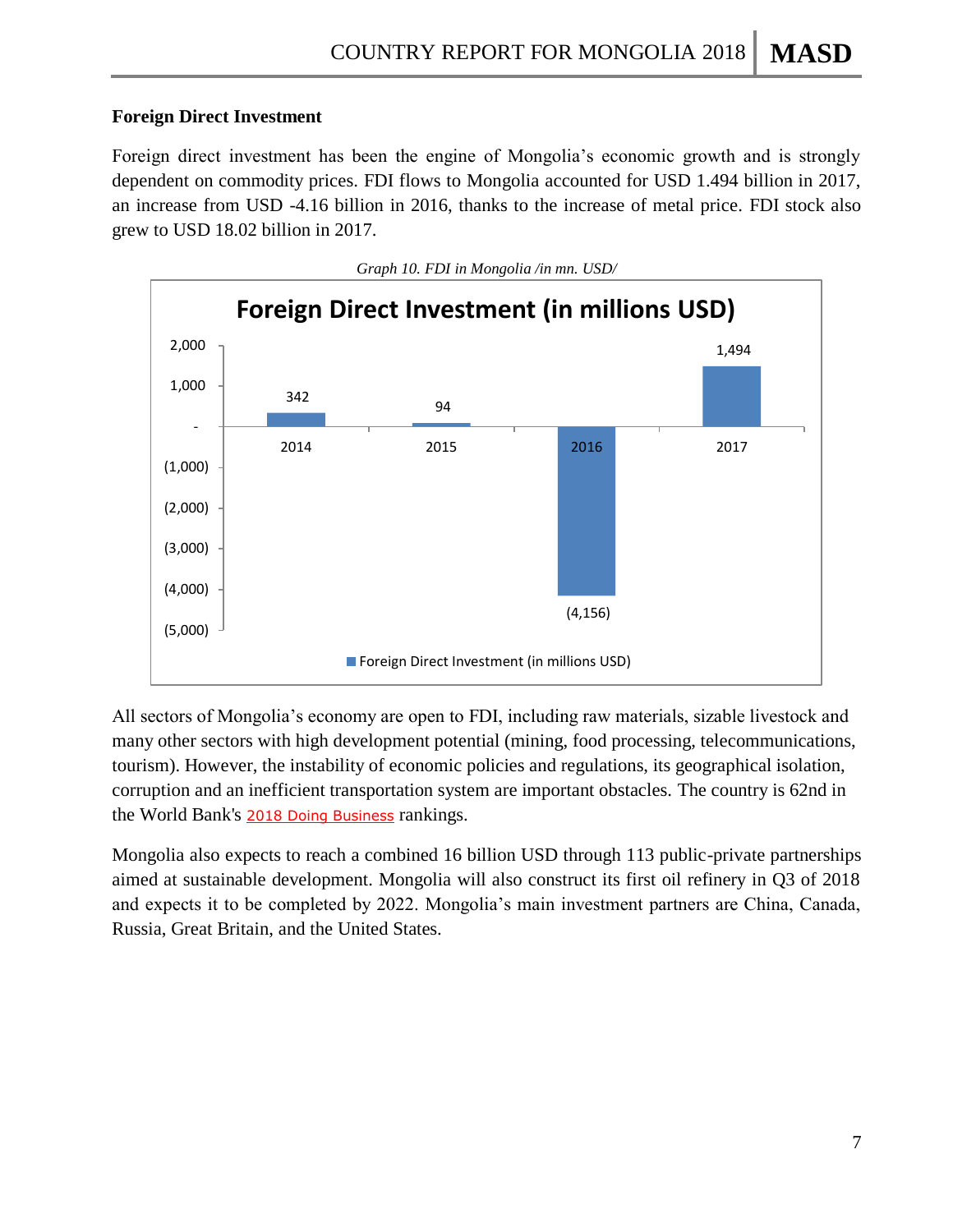### Foreign Direct Investment

Foreign direct investment has been the engine of Mongolia's economic growth and is strongly dependent on commodity prices. FDI flows to Mongolia accounted for USD 1.494 billion in 2017, an increase from USD -4.16 billion in 2016, thanks to the increase of metal price. FDI stock also grew to USD 18.02 billion in 2017.

*Graph 10. FDI in Mongolia /in mn. USD/*

**Foreign Direct Investment (in millions USD)**

| Year | Foreign Direct Investment (in millions USD) |
|---|---|
| 2014 | 342 |
| 2015 | 94 |
| 2016 | (4,156) |
| 2017 | 1,494 |

All sectors of Mongolia's economy are open to FDI, including raw materials, sizable livestock and many other sectors with high development potential (mining, food processing, telecommunications, tourism). However, the instability of economic policies and regulations, its geographical isolation, corruption and an inefficient transportation system are important obstacles. The country is 62nd in the World Bank's 2018 Doing Business rankings.

Mongolia also expects to reach a combined 16 billion USD through 113 public-private partnerships aimed at sustainable development. Mongolia will also construct its first oil refinery in Q3 of 2018 and expects it to be completed by 2022. Mongolia's main investment partners are China, Canada, Russia, Great Britain, and the United States.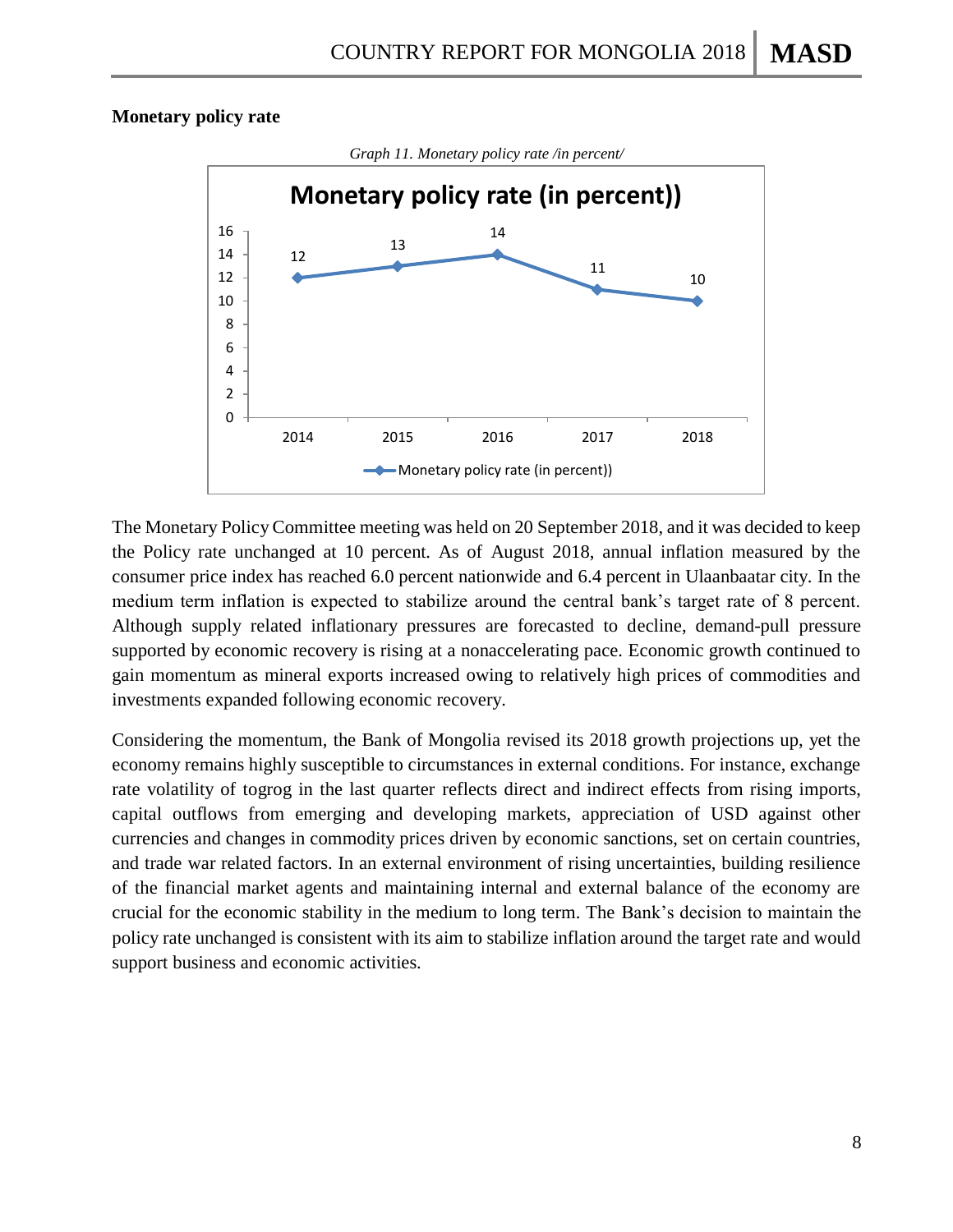**Monetary policy rate**

*Graph 11. Monetary policy rate /in percent/*

| Year | Monetary policy rate (in percent)) |
|---|---|
| 2014 | 12 |
| 2015 | 13 |
| 2016 | 14 |
| 2017 | 11 |
| 2018 | 10 |

The Monetary Policy Committee meeting was held on 20 September 2018, and it was decided to keep the Policy rate unchanged at 10 percent. As of August 2018, annual inflation measured by the consumer price index has reached 6.0 percent nationwide and 6.4 percent in Ulaanbaatar city. In the medium term inflation is expected to stabilize around the central bank's target rate of 8 percent. Although supply related inflationary pressures are forecasted to decline, demand-pull pressure supported by economic recovery is rising at a nonaccelerating pace. Economic growth continued to gain momentum as mineral exports increased owing to relatively high prices of commodities and investments expanded following economic recovery.

Considering the momentum, the Bank of Mongolia revised its 2018 growth projections up, yet the economy remains highly susceptible to circumstances in external conditions. For instance, exchange rate volatility of togrog in the last quarter reflects direct and indirect effects from rising imports, capital outflows from emerging and developing markets, appreciation of USD against other currencies and changes in commodity prices driven by economic sanctions, set on certain countries, and trade war related factors. In an external environment of rising uncertainties, building resilience of the financial market agents and maintaining internal and external balance of the economy are crucial for the economic stability in the medium to long term. The Bank's decision to maintain the policy rate unchanged is consistent with its aim to stabilize inflation around the target rate and would support business and economic activities.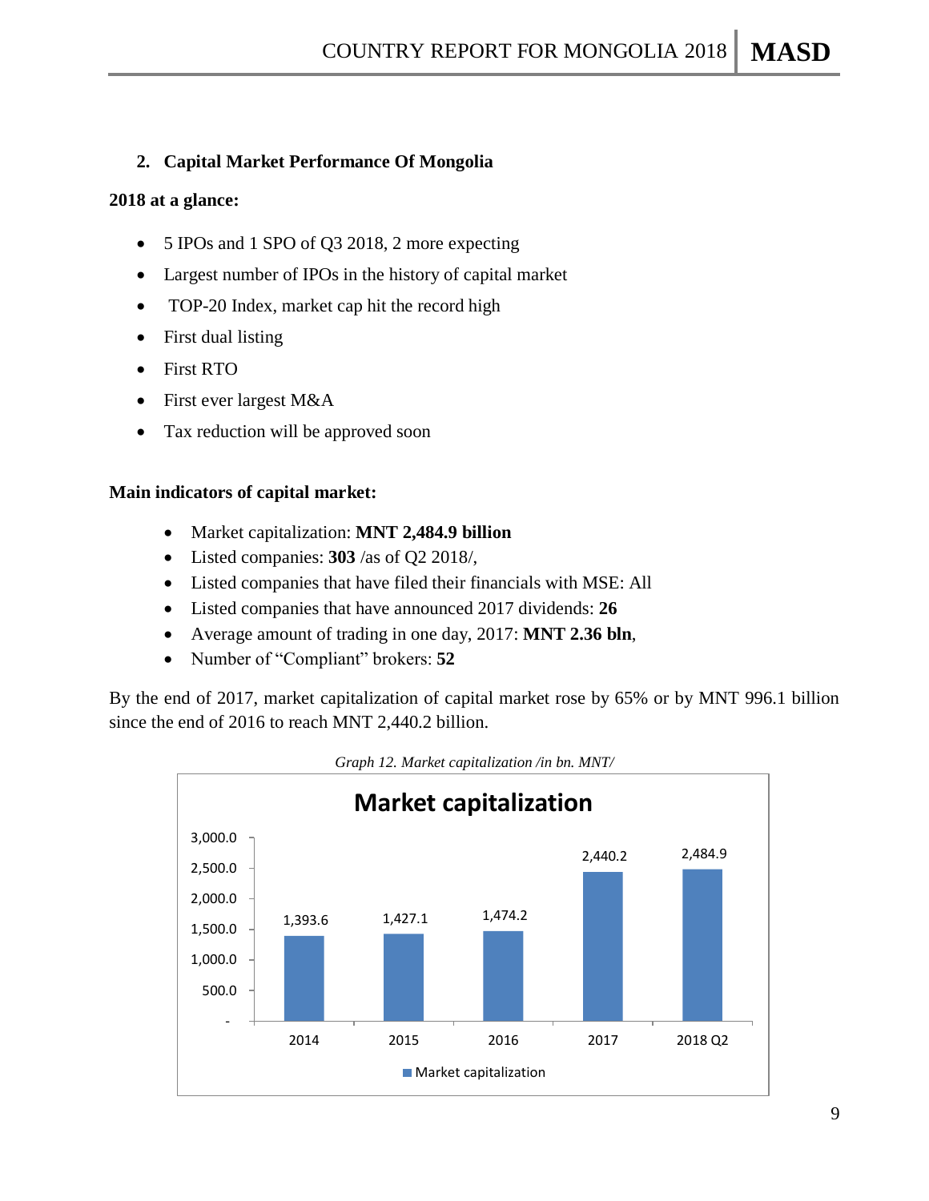## 2. Capital Market Performance Of Mongolia

**2018 at a glance:**

- 5 IPOs and 1 SPO of Q3 2018, 2 more expecting
- Largest number of IPOs in the history of capital market
- TOP-20 Index, market cap hit the record high
- First dual listing
- First RTO
- First ever largest M&A
- Tax reduction will be approved soon

**Main indicators of capital market:**

- Market capitalization: **MNT 2,484.9 billion**
- Listed companies: **303** /as of Q2 2018/,
- Listed companies that have filed their financials with MSE: All
- Listed companies that have announced 2017 dividends: **26**
- Average amount of trading in one day, 2017: **MNT 2.36 bln**,
- Number of “Compliant” brokers: **52**

By the end of 2017, market capitalization of capital market rose by 65% or by MNT 996.1 billion since the end of 2016 to reach MNT 2,440.2 billion.

*Graph 12. Market capitalization /in bn. MNT/*

**Market capitalization**

| Year | Market capitalization |
|---|---|
| 2014 | 1,393.6 |
| 2015 | 1,427.1 |
| 2016 | 1,474.2 |
| 2017 | 2,440.2 |
| 2018 Q2 | 2,484.9 |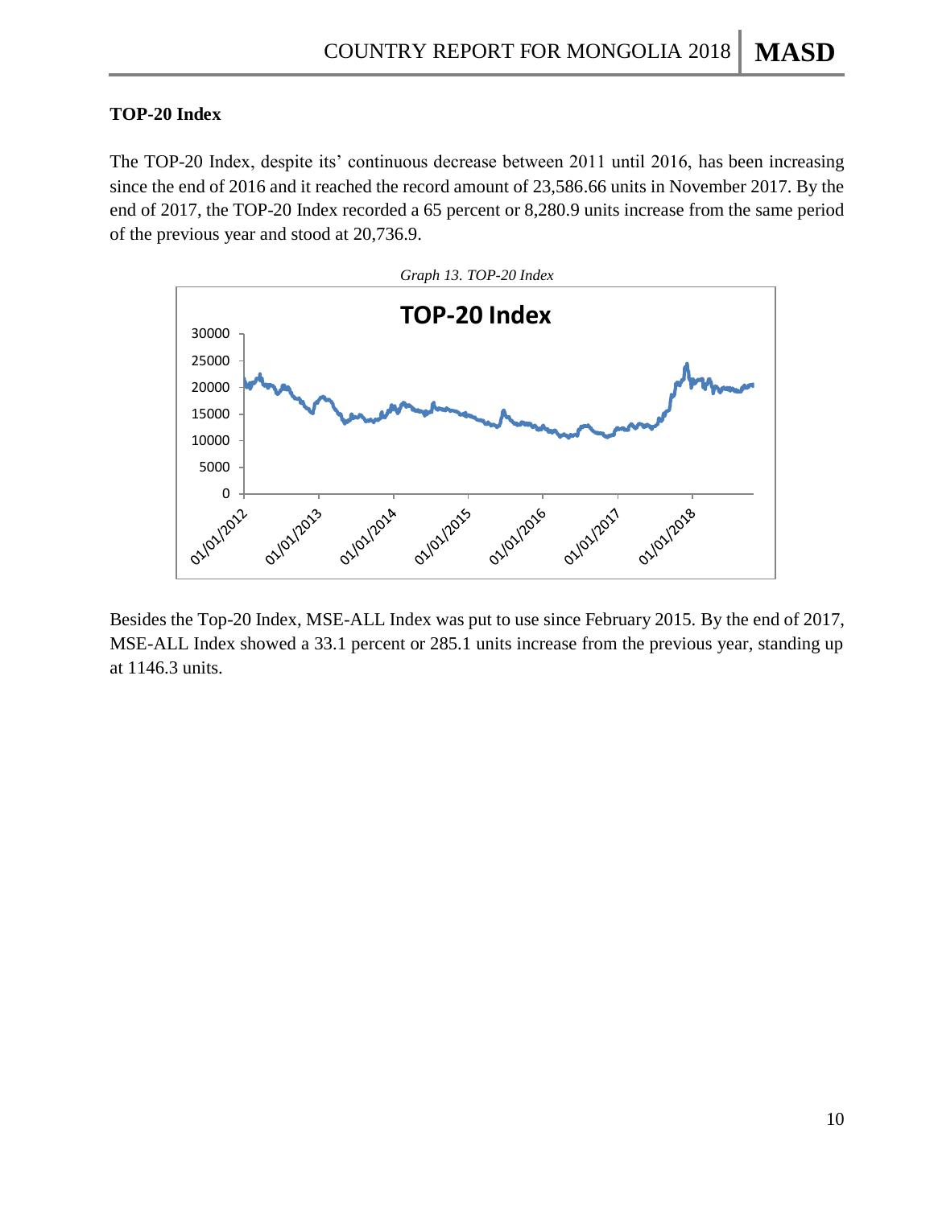**TOP-20 Index**

The TOP-20 Index, despite its' continuous decrease between 2011 until 2016, has been increasing since the end of 2016 and it reached the record amount of 23,586.66 units in November 2017. By the end of 2017, the TOP-20 Index recorded a 65 percent or 8,280.9 units increase from the same period of the previous year and stood at 20,736.9.

*Graph 13. TOP-20 Index*

Besides the Top-20 Index, MSE-ALL Index was put to use since February 2015. By the end of 2017, MSE-ALL Index showed a 33.1 percent or 285.1 units increase from the previous year, standing up at 1146.3 units.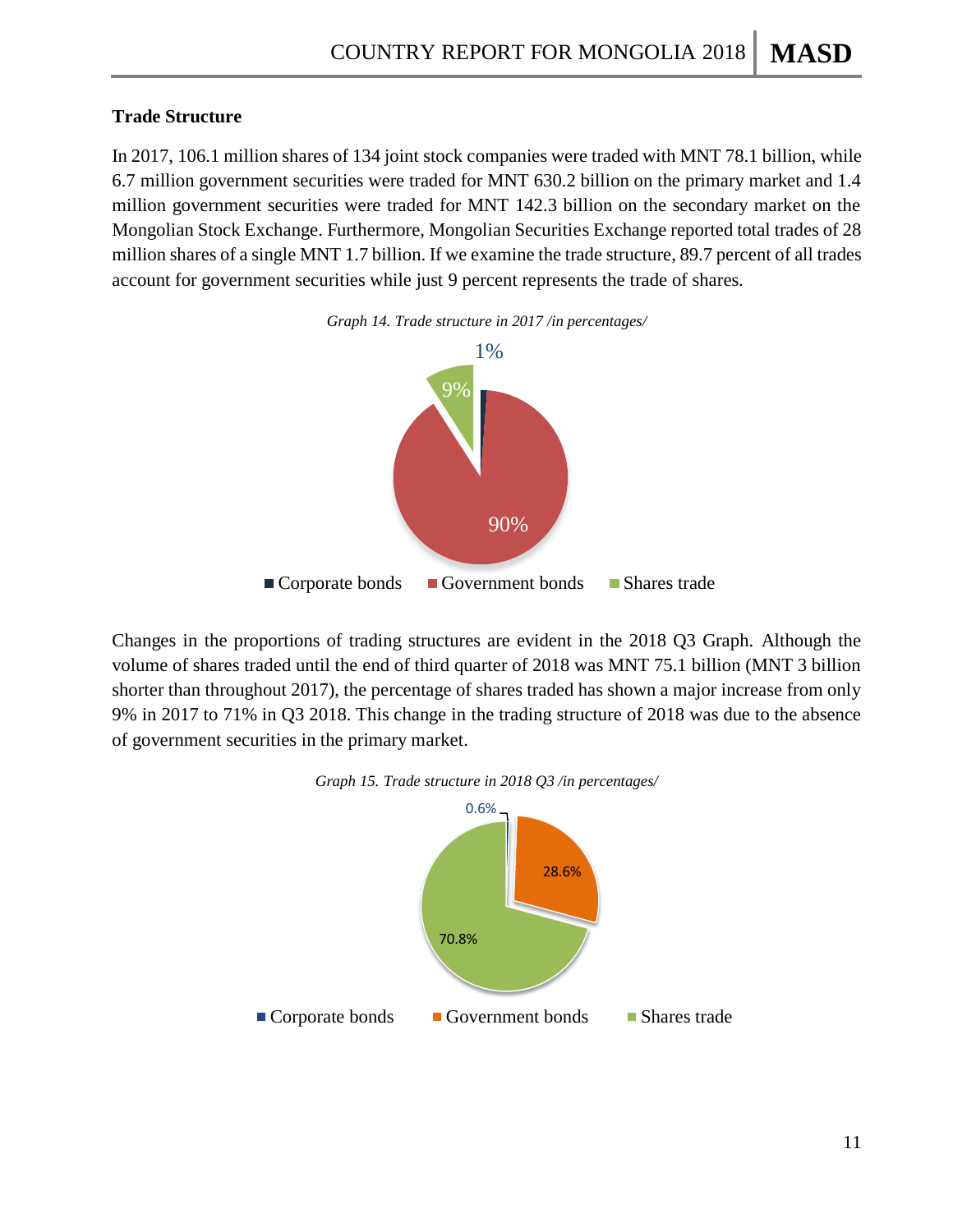### Trade Structure

In 2017, 106.1 million shares of 134 joint stock companies were traded with MNT 78.1 billion, while 6.7 million government securities were traded for MNT 630.2 billion on the primary market and 1.4 million government securities were traded for MNT 142.3 billion on the secondary market on the Mongolian Stock Exchange. Furthermore, Mongolian Securities Exchange reported total trades of 28 million shares of a single MNT 1.7 billion. If we examine the trade structure, 89.7 percent of all trades account for government securities while just 9 percent represents the trade of shares.

*Graph 14. Trade structure in 2017 /in percentages/*

1%

9%

90%

Corporate bonds
Government bonds
Shares trade

Changes in the proportions of trading structures are evident in the 2018 Q3 Graph. Although the volume of shares traded until the end of third quarter of 2018 was MNT 75.1 billion (MNT 3 billion shorter than throughout 2017), the percentage of shares traded has shown a major increase from only 9% in 2017 to 71% in Q3 2018. This change in the trading structure of 2018 was due to the absence of government securities in the primary market.

*Graph 15. Trade structure in 2018 Q3 /in percentages/*

0.6%

28.6%

70.8%

Corporate bonds
Government bonds
Shares trade